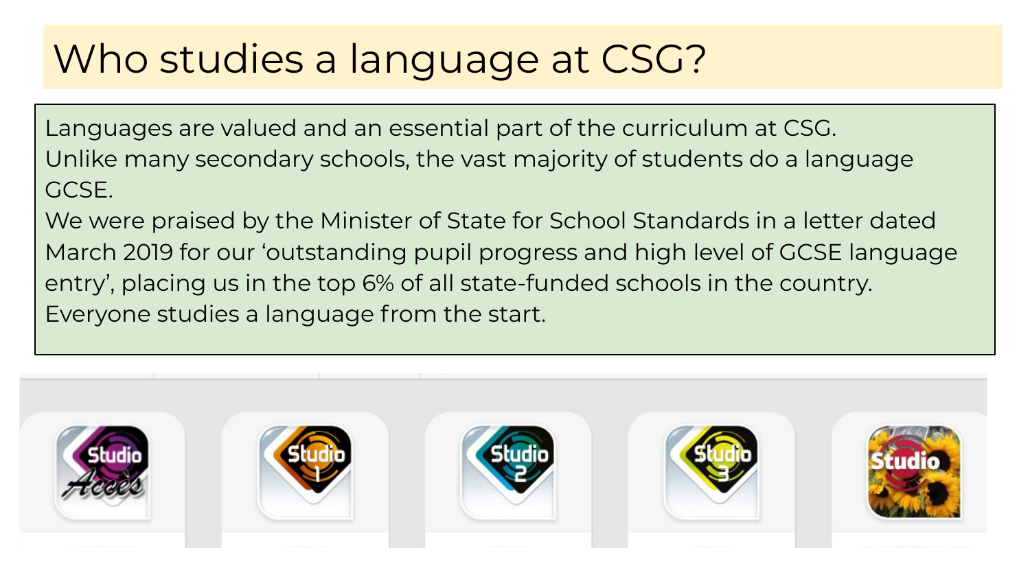# Who studies a language at CSG?

Languages are valued and an essential part of the curriculum at CSG.
Unlike many secondary schools, the vast majority of students do a language GCSE.
We were praised by the Minister of State for School Standards in a letter dated March 2019 for our 'outstanding pupil progress and high level of GCSE language entry', placing us in the top 6% of all state-funded schools in the country.
Everyone studies a language from the start.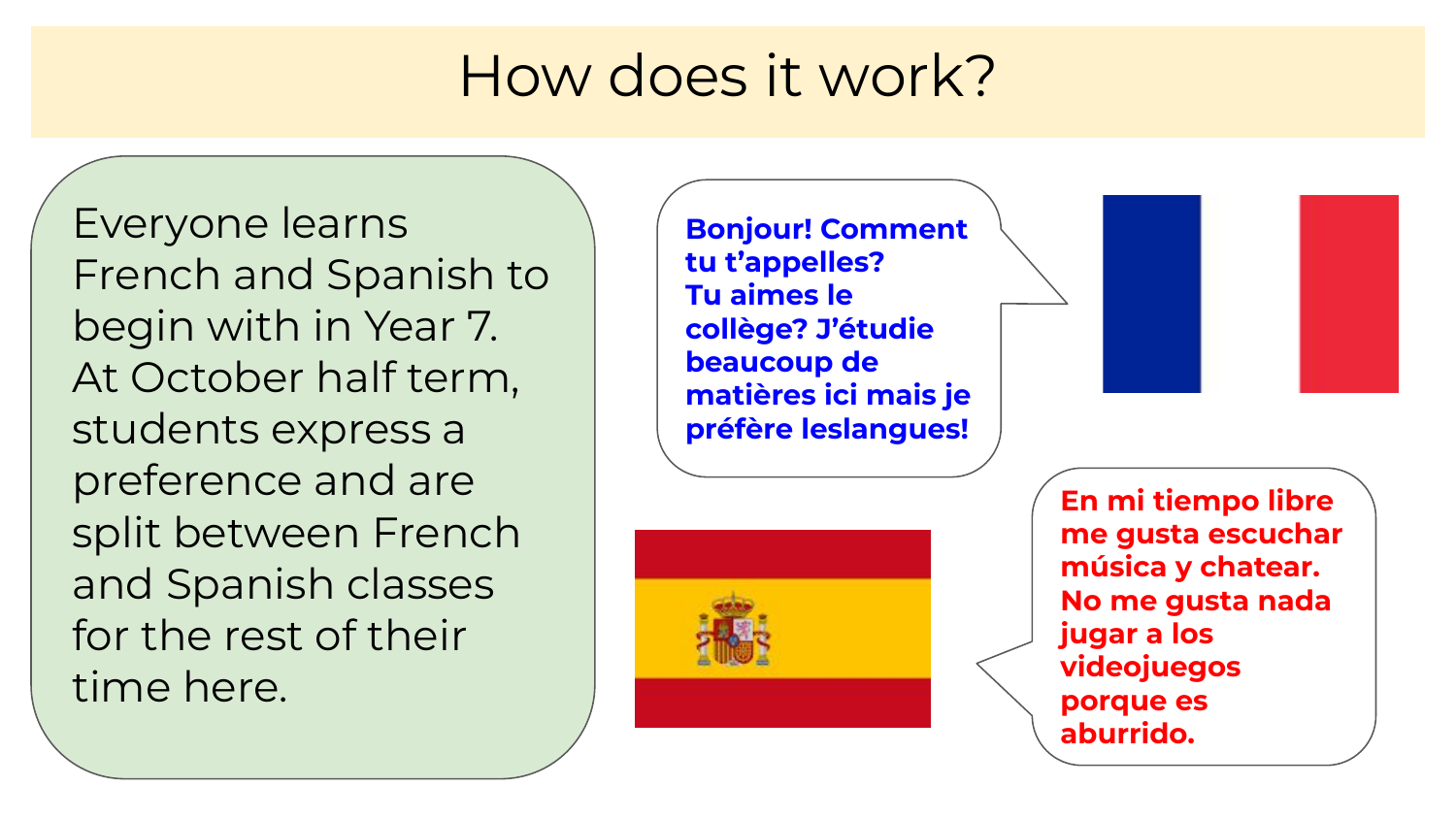# How does it work?

Everyone learns French and Spanish to begin with in Year 7. At October half term, students express a preference and are split between French and Spanish classes for the rest of their time here.

**Bonjour! Comment tu t'appelles? Tu aimes le collège? J'étudie beaucoup de matières ici mais je préfère leslangues!**

**En mi tiempo libre me gusta escuchar música y chatear. No me gusta nada jugar a los videojuegos porque es aburrido.**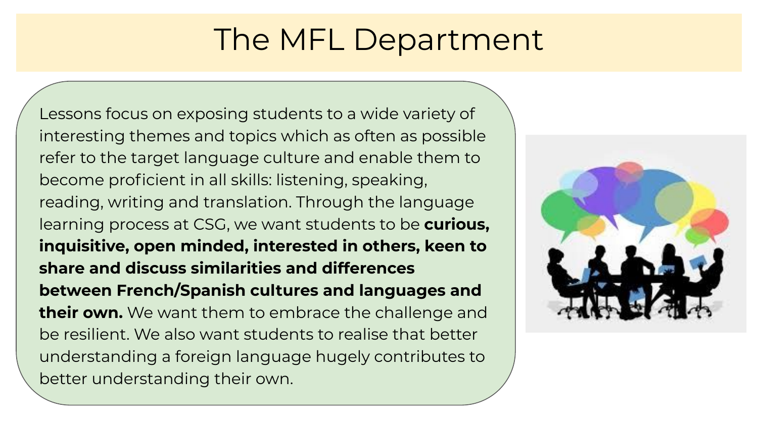# The MFL Department

Lessons focus on exposing students to a wide variety of interesting themes and topics which as often as possible refer to the target language culture and enable them to become proficient in all skills: listening, speaking, reading, writing and translation. Through the language learning process at CSG, we want students to be **curious, inquisitive, open minded, interested in others, keen to share and discuss similarities and differences between French/Spanish cultures and languages and their own.** We want them to embrace the challenge and be resilient. We also want students to realise that better understanding a foreign language hugely contributes to better understanding their own.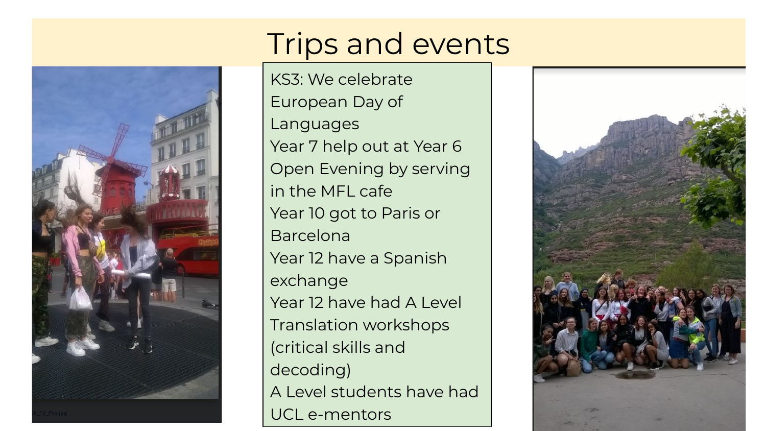# Trips and events

KS3: We celebrate European Day of Languages

Year 7 help out at Year 6 Open Evening by serving in the MFL cafe

Year 10 got to Paris or Barcelona

Year 12 have a Spanish exchange

Year 12 have had A Level Translation workshops (critical skills and decoding)

A Level students have had UCL e-mentors